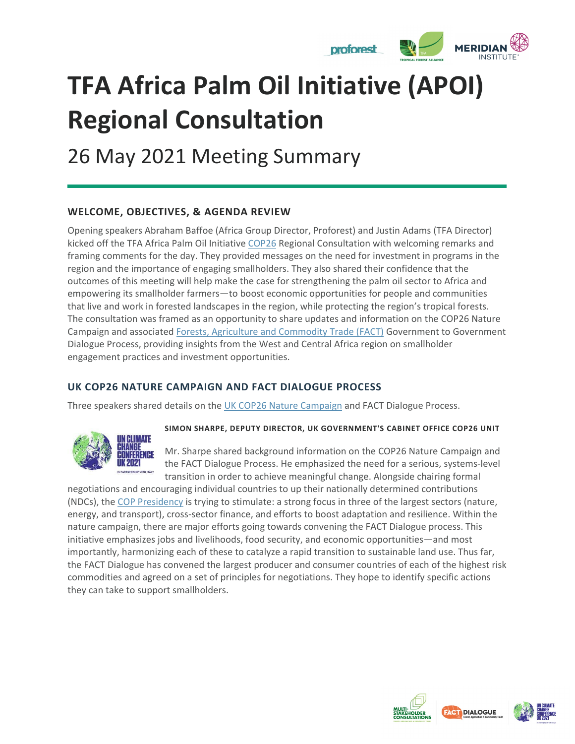# TFA Africa Palm Oil Initiative (APOI) Regional Consultation

## 26 May 2021 Meeting Summary

### WELCOME, OBJECTIVES, & AGENDA REVIEW

Opening speakers Abraham Baffoe (Africa Group Director, Proforest) and Justin Adams (TFA Director) kicked off the TFA Africa Palm Oil Initiative COP26 Regional Consultation with welcoming remarks and framing comments for the day. They provided messages on the need for investment in programs in the region and the importance of engaging smallholders. They also shared their confidence that the outcomes of this meeting will help make the case for strengthening the palm oil sector to Africa and empowering its smallholder farmers—to boost economic opportunities for people and communities that live and work in forested landscapes in the region, while protecting the region's tropical forests. The consultation was framed as an opportunity to share updates and information on the COP26 Nature Campaign and associated Forests, Agriculture and Commodity Trade (FACT) Government to Government Dialogue Process, providing insights from the West and Central Africa region on smallholder engagement practices and investment opportunities.

### UK COP26 NATURE CAMPAIGN AND FACT DIALOGUE PROCESS

Three speakers shared details on the UK COP26 Nature Campaign and FACT Dialogue Process.

#### SIMON SHARPE, DEPUTY DIRECTOR, UK GOVERNMENT'S CABINET OFFICE COP26 UNIT

Mr. Sharpe shared background information on the COP26 Nature Campaign and the FACT Dialogue Process. He emphasized the need for a serious, systems-level transition in order to achieve meaningful change. Alongside chairing formal negotiations and encouraging individual countries to up their nationally determined contributions (NDCs), the COP Presidency is trying to stimulate: a strong focus in three of the largest sectors (nature, energy, and transport), cross-sector finance, and efforts to boost adaptation and resilience. Within the nature campaign, there are major efforts going towards convening the FACT Dialogue process. This initiative emphasizes jobs and livelihoods, food security, and economic opportunities—and most importantly, harmonizing each of these to catalyze a rapid transition to sustainable land use. Thus far, the FACT Dialogue has convened the largest producer and consumer countries of each of the highest risk commodities and agreed on a set of principles for negotiations. They hope to identify specific actions they can take to support smallholders.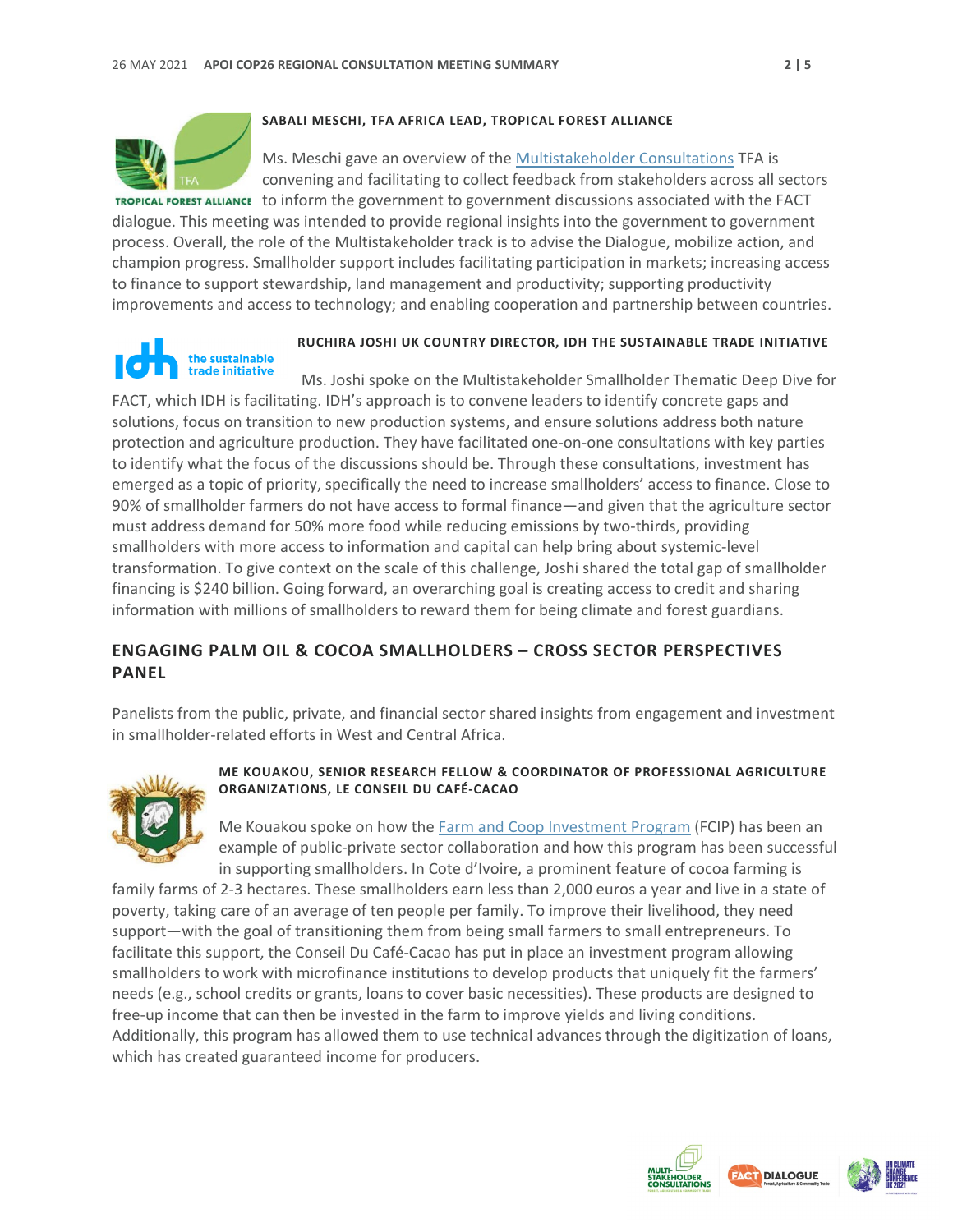#### SABALI MESCHI, TFA AFRICA LEAD, TROPICAL FOREST ALLIANCE

Ms. Meschi gave an overview of the Multistakeholder Consultations TFA is convening and facilitating to collect feedback from stakeholders across all sectors to inform the government to government discussions associated with the FACT dialogue. This meeting was intended to provide regional insights into the government to government process. Overall, the role of the Multistakeholder track is to advise the Dialogue, mobilize action, and champion progress. Smallholder support includes facilitating participation in markets; increasing access to finance to support stewardship, land management and productivity; supporting productivity improvements and access to technology; and enabling cooperation and partnership between countries.

#### RUCHIRA JOSHI UK COUNTRY DIRECTOR, IDH THE SUSTAINABLE TRADE INITIATIVE

Ms. Joshi spoke on the Multistakeholder Smallholder Thematic Deep Dive for FACT, which IDH is facilitating. IDH's approach is to convene leaders to identify concrete gaps and solutions, focus on transition to new production systems, and ensure solutions address both nature protection and agriculture production. They have facilitated one-on-one consultations with key parties to identify what the focus of the discussions should be. Through these consultations, investment has emerged as a topic of priority, specifically the need to increase smallholders' access to finance. Close to 90% of smallholder farmers do not have access to formal finance—and given that the agriculture sector must address demand for 50% more food while reducing emissions by two-thirds, providing smallholders with more access to information and capital can help bring about systemic-level transformation. To give context on the scale of this challenge, Joshi shared the total gap of smallholder financing is $240 billion. Going forward, an overarching goal is creating access to credit and sharing information with millions of smallholders to reward them for being climate and forest guardians.

## ENGAGING PALM OIL & COCOA SMALLHOLDERS – CROSS SECTOR PERSPECTIVES PANEL

Panelists from the public, private, and financial sector shared insights from engagement and investment in smallholder-related efforts in West and Central Africa.

#### ME KOUAKOU, SENIOR RESEARCH FELLOW & COORDINATOR OF PROFESSIONAL AGRICULTURE ORGANIZATIONS, LE CONSEIL DU CAFÉ-CACAO

Me Kouakou spoke on how the Farm and Coop Investment Program (FCIP) has been an example of public-private sector collaboration and how this program has been successful in supporting smallholders. In Cote d'Ivoire, a prominent feature of cocoa farming is family farms of 2-3 hectares. These smallholders earn less than 2,000 euros a year and live in a state of poverty, taking care of an average of ten people per family. To improve their livelihood, they need support—with the goal of transitioning them from being small farmers to small entrepreneurs. To facilitate this support, the Conseil Du Café-Cacao has put in place an investment program allowing smallholders to work with microfinance institutions to develop products that uniquely fit the farmers' needs (e.g., school credits or grants, loans to cover basic necessities). These products are designed to free-up income that can then be invested in the farm to improve yields and living conditions. Additionally, this program has allowed them to use technical advances through the digitization of loans, which has created guaranteed income for producers.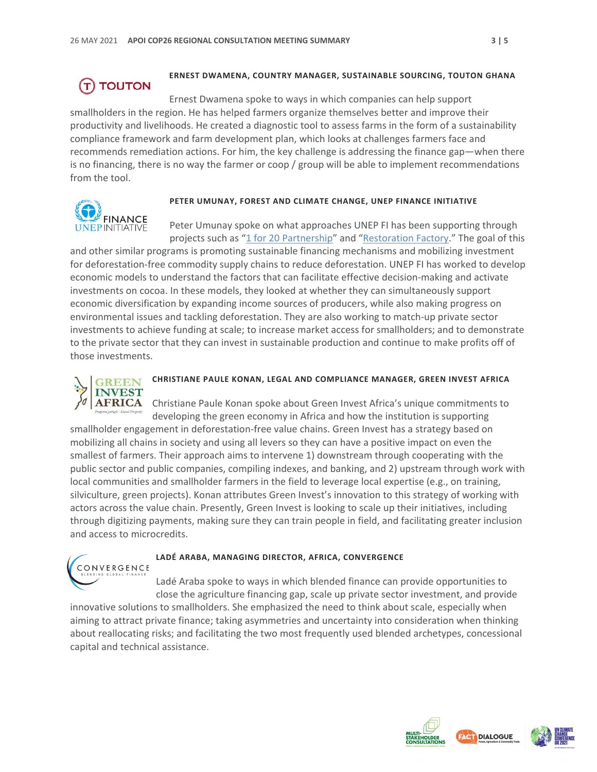### ERNEST DWAMENA, COUNTRY MANAGER, SUSTAINABLE SOURCING, TOUTON GHANA

Ernest Dwamena spoke to ways in which companies can help support smallholders in the region. He has helped farmers organize themselves better and improve their productivity and livelihoods. He created a diagnostic tool to assess farms in the form of a sustainability compliance framework and farm development plan, which looks at challenges farmers face and recommends remediation actions. For him, the key challenge is addressing the finance gap—when there is no financing, there is no way the farmer or coop / group will be able to implement recommendations from the tool.

### PETER UMUNAY, FOREST AND CLIMATE CHANGE, UNEP FINANCE INITIATIVE

Peter Umunay spoke on what approaches UNEP FI has been supporting through projects such as "1 for 20 Partnership" and "Restoration Factory." The goal of this and other similar programs is promoting sustainable financing mechanisms and mobilizing investment for deforestation-free commodity supply chains to reduce deforestation. UNEP FI has worked to develop economic models to understand the factors that can facilitate effective decision-making and activate investments on cocoa. In these models, they looked at whether they can simultaneously support economic diversification by expanding income sources of producers, while also making progress on environmental issues and tackling deforestation. They are also working to match-up private sector investments to achieve funding at scale; to increase market access for smallholders; and to demonstrate to the private sector that they can invest in sustainable production and continue to make profits off of those investments.

### CHRISTIANE PAULE KONAN, LEGAL AND COMPLIANCE MANAGER, GREEN INVEST AFRICA

Christiane Paule Konan spoke about Green Invest Africa's unique commitments to developing the green economy in Africa and how the institution is supporting smallholder engagement in deforestation-free value chains. Green Invest has a strategy based on mobilizing all chains in society and using all levers so they can have a positive impact on even the smallest of farmers. Their approach aims to intervene 1) downstream through cooperating with the public sector and public companies, compiling indexes, and banking, and 2) upstream through work with local communities and smallholder farmers in the field to leverage local expertise (e.g., on training, silviculture, green projects). Konan attributes Green Invest's innovation to this strategy of working with actors across the value chain. Presently, Green Invest is looking to scale up their initiatives, including through digitizing payments, making sure they can train people in field, and facilitating greater inclusion and access to microcredits.

### LADÉ ARABA, MANAGING DIRECTOR, AFRICA, CONVERGENCE

Ladé Araba spoke to ways in which blended finance can provide opportunities to close the agriculture financing gap, scale up private sector investment, and provide innovative solutions to smallholders. She emphasized the need to think about scale, especially when aiming to attract private finance; taking asymmetries and uncertainty into consideration when thinking about reallocating risks; and facilitating the two most frequently used blended archetypes, concessional capital and technical assistance.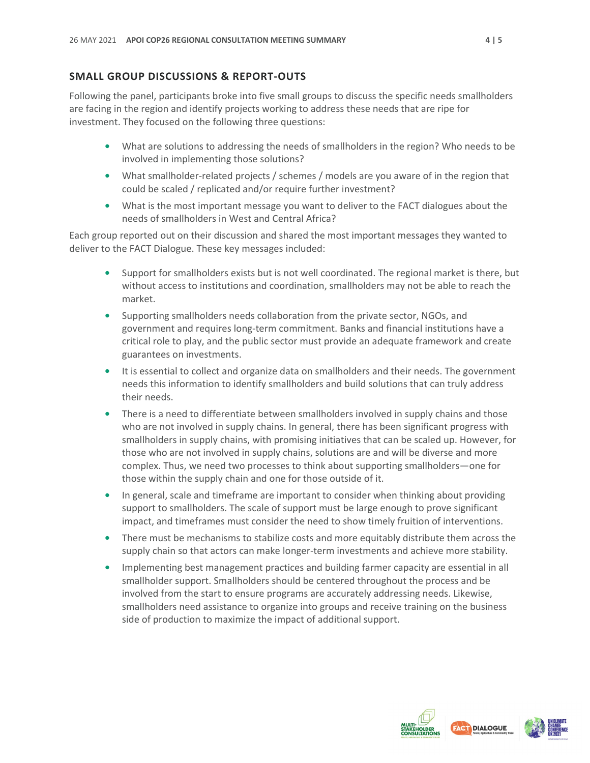## SMALL GROUP DISCUSSIONS & REPORT-OUTS

Following the panel, participants broke into five small groups to discuss the specific needs smallholders are facing in the region and identify projects working to address these needs that are ripe for investment. They focused on the following three questions:

- What are solutions to addressing the needs of smallholders in the region? Who needs to be involved in implementing those solutions?
- What smallholder-related projects / schemes / models are you aware of in the region that could be scaled / replicated and/or require further investment?
- What is the most important message you want to deliver to the FACT dialogues about the needs of smallholders in West and Central Africa?

Each group reported out on their discussion and shared the most important messages they wanted to deliver to the FACT Dialogue. These key messages included:

- Support for smallholders exists but is not well coordinated. The regional market is there, but without access to institutions and coordination, smallholders may not be able to reach the market.
- Supporting smallholders needs collaboration from the private sector, NGOs, and government and requires long-term commitment. Banks and financial institutions have a critical role to play, and the public sector must provide an adequate framework and create guarantees on investments.
- It is essential to collect and organize data on smallholders and their needs. The government needs this information to identify smallholders and build solutions that can truly address their needs.
- There is a need to differentiate between smallholders involved in supply chains and those who are not involved in supply chains. In general, there has been significant progress with smallholders in supply chains, with promising initiatives that can be scaled up. However, for those who are not involved in supply chains, solutions are and will be diverse and more complex. Thus, we need two processes to think about supporting smallholders—one for those within the supply chain and one for those outside of it.
- In general, scale and timeframe are important to consider when thinking about providing support to smallholders. The scale of support must be large enough to prove significant impact, and timeframes must consider the need to show timely fruition of interventions.
- There must be mechanisms to stabilize costs and more equitably distribute them across the supply chain so that actors can make longer-term investments and achieve more stability.
- Implementing best management practices and building farmer capacity are essential in all smallholder support. Smallholders should be centered throughout the process and be involved from the start to ensure programs are accurately addressing needs. Likewise, smallholders need assistance to organize into groups and receive training on the business side of production to maximize the impact of additional support.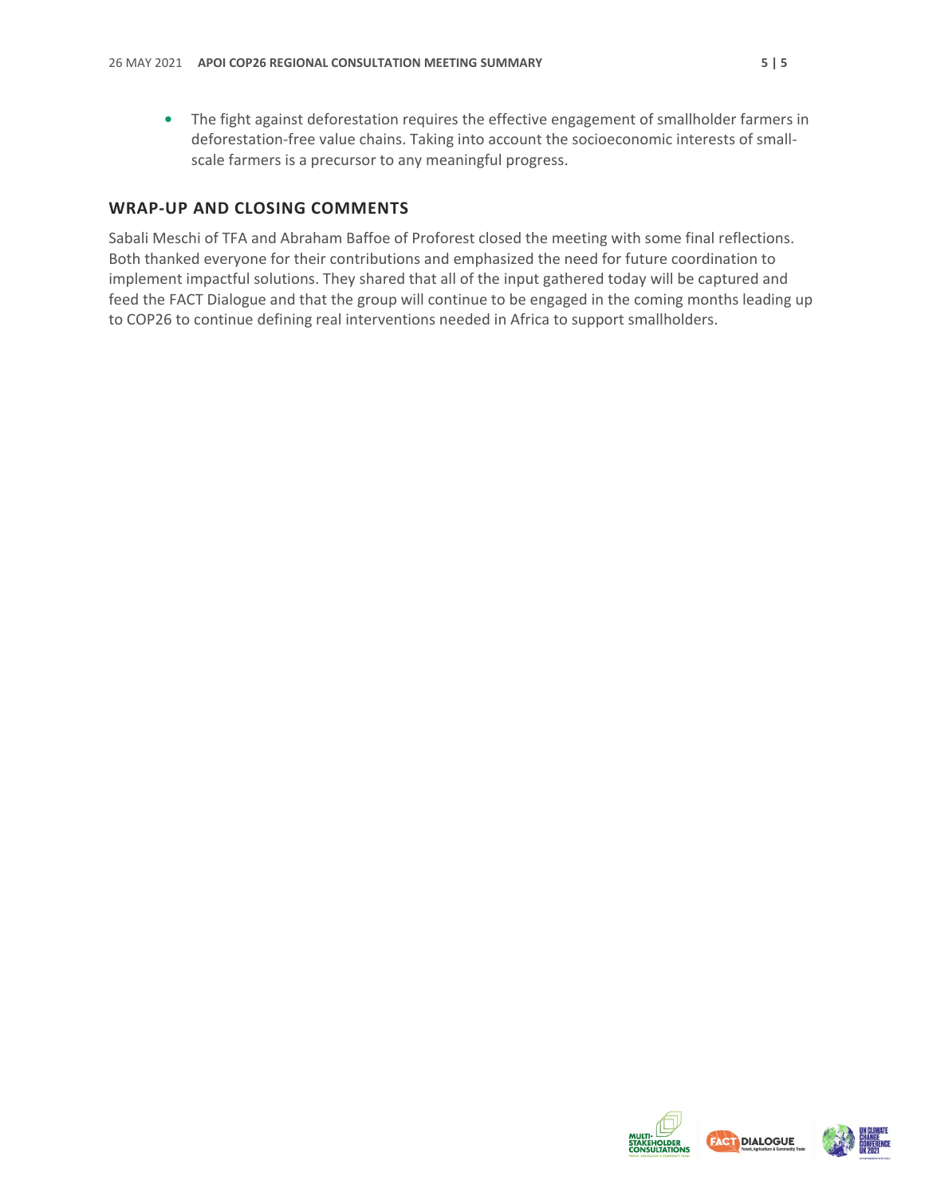- The fight against deforestation requires the effective engagement of smallholder farmers in deforestation-free value chains. Taking into account the socioeconomic interests of small-scale farmers is a precursor to any meaningful progress.

## WRAP-UP AND CLOSING COMMENTS

Sabali Meschi of TFA and Abraham Baffoe of Proforest closed the meeting with some final reflections. Both thanked everyone for their contributions and emphasized the need for future coordination to implement impactful solutions. They shared that all of the input gathered today will be captured and feed the FACT Dialogue and that the group will continue to be engaged in the coming months leading up to COP26 to continue defining real interventions needed in Africa to support smallholders.